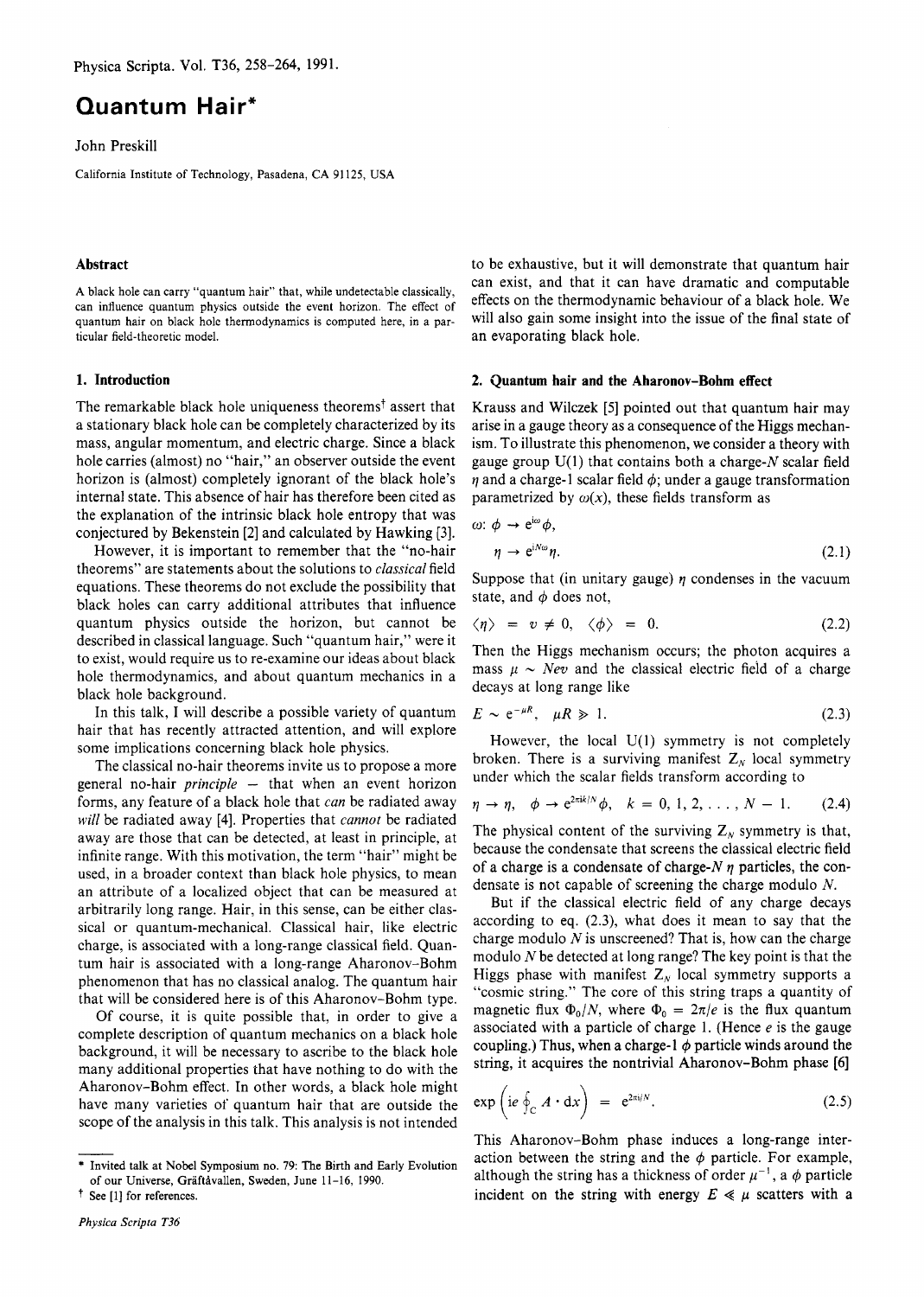# Quantum Hair*

John Preskill

California Institute of Technology, Pasadena, CA 91125, USA

### Abstract

A black hole can carry "quantum hair" that, while undetectable classically, can influence quantum physics outside the event horizon. The effect of quantum hair on black hole thermodynamics is computed here, in a particular field-theoretic model.

## 1. Introduction

The remarkable black hole uniqueness theorems† assert that a stationary black hole can be completely characterized by its mass, angular momentum, and electric charge. Since a black hole carries (almost) no "hair," an observer outside the event horizon is (almost) completely ignorant of the black hole's internal state. This absence of hair has therefore been cited as the explanation of the intrinsic black hole entropy that was conjectured by Bekenstein [2] and calculated by Hawking [3].

However, it is important to remember that the "no-hair theorems" are statements about the solutions to *classical* field equations. These theorems do not exclude the possibility that black holes can carry additional attributes that influence quantum physics outside the horizon, but cannot be described in classical language. Such "quantum hair," were it to exist, would require us to re-examine our ideas about black hole thermodynamics, and about quantum mechanics in a black hole background.

In this talk, I will describe a possible variety of quantum hair that has recently attracted attention, and will explore some implications concerning black hole physics.

The classical no-hair theorems invite us to propose a more general no-hair *principle* — that when an event horizon forms, any feature of a black hole that *can* be radiated away *will* be radiated away [4]. Properties that *cannot* be radiated away are those that can be detected, at least in principle, at infinite range. With this motivation, the term "hair" might be used, in a broader context than black hole physics, to mean an attribute of a localized object that can be measured at arbitrarily long range. Hair, in this sense, can be either classical or quantum-mechanical. Classical hair, like electric charge, is associated with a long-range classical field. Quantum hair is associated with a long-range Aharonov–Bohm phenomenon that has no classical analog. The quantum hair that will be considered here is of this Aharonov–Bohm type.

Of course, it is quite possible that, in order to give a complete description of quantum mechanics on a black hole background, it will be necessary to ascribe to the black hole many additional properties that have nothing to do with the Aharonov–Bohm effect. In other words, a black hole might have many varieties of quantum hair that are outside the scope of the analysis in this talk. This analysis is not intended to be exhaustive, but it will demonstrate that quantum hair can exist, and that it can have dramatic and computable effects on the thermodynamic behaviour of a black hole. We will also gain some insight into the issue of the final state of an evaporating black hole.

## 2. Quantum hair and the Aharonov–Bohm effect

Krauss and Wilczek [5] pointed out that quantum hair may arise in a gauge theory as a consequence of the Higgs mechanism. To illustrate this phenomenon, we consider a theory with gauge group U(1) that contains both a charge-$N$ scalar field $\eta$ and a charge-1 scalar field $\phi$; under a gauge transformation parametrized by $\omega(x)$, these fields transform as

$$\omega\colon\ \phi \to e^{i\omega}\phi, \quad \eta \to e^{iN\omega}\eta. \tag{2.1}$$

Suppose that (in unitary gauge) $\eta$ condenses in the vacuum state, and $\phi$ does not,

$$\langle \eta \rangle = v \neq 0, \quad \langle \phi \rangle = 0. \tag{2.2}$$

Then the Higgs mechanism occurs; the photon acquires a mass $\mu \sim Nev$ and the classical electric field of a charge decays at long range like

$$E \sim e^{-\mu R}, \quad \mu R \gg 1. \tag{2.3}$$

However, the local U(1) symmetry is not completely broken. There is a surviving manifest $Z_N$ local symmetry under which the scalar fields transform according to

$$\eta \to \eta, \quad \phi \to e^{2\pi i k/N}\phi, \quad k = 0, 1, 2, \ldots, N-1. \tag{2.4}$$

The physical content of the surviving $Z_N$ symmetry is that, because the condensate that screens the classical electric field of a charge is a condensate of charge-$N$ $\eta$ particles, the condensate is not capable of screening the charge modulo $N$.

But if the classical electric field of any charge decays according to eq. (2.3), what does it mean to say that the charge modulo $N$ is unscreened? That is, how can the charge modulo $N$ be detected at long range? The key point is that the Higgs phase with manifest $Z_N$ local symmetry supports a "cosmic string." The core of this string traps a quantity of magnetic flux $\Phi_0/N$, where $\Phi_0 = 2\pi/e$ is the flux quantum associated with a particle of charge 1. (Hence $e$ is the gauge coupling.) Thus, when a charge-1 $\phi$ particle winds around the string, it acquires the nontrivial Aharonov–Bohm phase [6]

$$\exp\left(ie\oint_C A \cdot dx\right) = e^{2\pi i/N}. \tag{2.5}$$

This Aharonov–Bohm phase induces a long-range interaction between the string and the $\phi$ particle. For example, although the string has a thickness of order $\mu^{-1}$, a $\phi$ particle incident on the string with energy $E \ll \mu$ scatters with a

---

\* Invited talk at Nobel Symposium no. 79: The Birth and Early Evolution of our Universe, Gräftåvallen, Sweden, June 11-16, 1990.

† See [1] for references.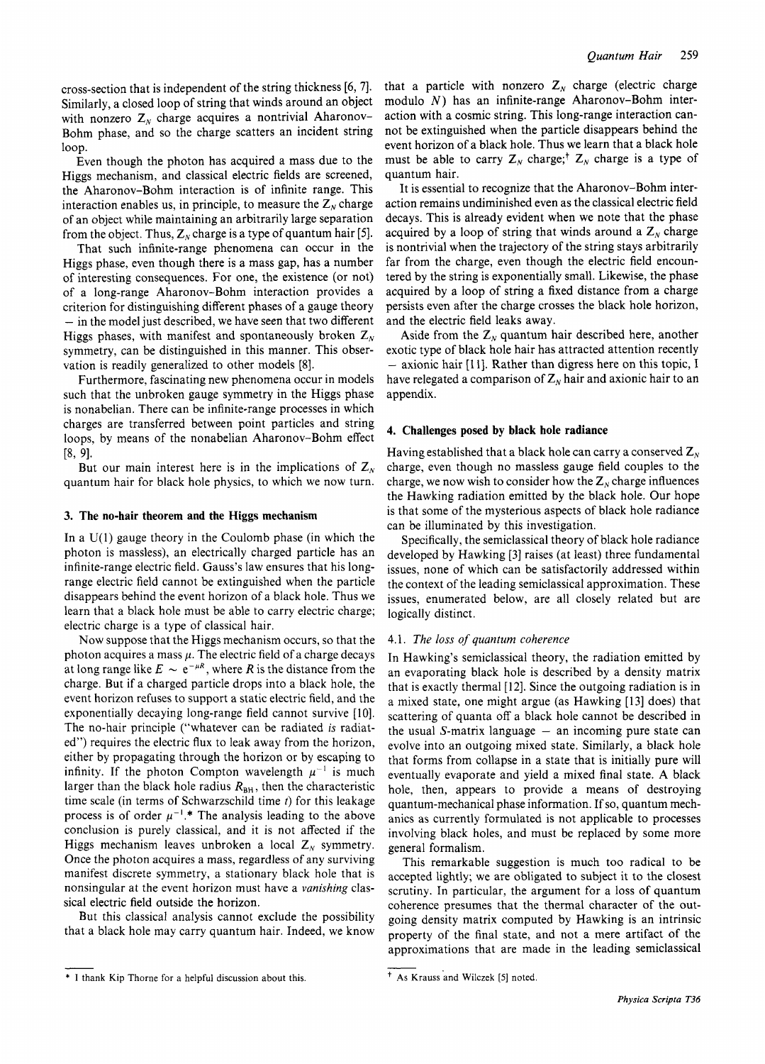cross-section that is independent of the string thickness [6, 7]. Similarly, a closed loop of string that winds around an object with nonzero $Z_N$ charge acquires a nontrivial Aharonov–Bohm phase, and so the charge scatters an incident string loop.

Even though the photon has acquired a mass due to the Higgs mechanism, and classical electric fields are screened, the Aharonov–Bohm interaction is of infinite range. This interaction enables us, in principle, to measure the $Z_N$ charge of an object while maintaining an arbitrarily large separation from the object. Thus, $Z_N$ charge is a type of quantum hair [5].

That such infinite-range phenomena can occur in the Higgs phase, even though there is a mass gap, has a number of interesting consequences. For one, the existence (or not) of a long-range Aharonov–Bohm interaction provides a criterion for distinguishing different phases of a gauge theory – in the model just described, we have seen that two different Higgs phases, with manifest and spontaneously broken $Z_N$ symmetry, can be distinguished in this manner. This observation is readily generalized to other models [8].

Furthermore, fascinating new phenomena occur in models such that the unbroken gauge symmetry in the Higgs phase is nonabelian. There can be infinite-range processes in which charges are transferred between point particles and string loops, by means of the nonabelian Aharonov–Bohm effect [8, 9].

But our main interest here is in the implications of $Z_N$ quantum hair for black hole physics, to which we now turn.

## 3. The no-hair theorem and the Higgs mechanism

In a U(1) gauge theory in the Coulomb phase (in which the photon is massless), an electrically charged particle has an infinite-range electric field. Gauss's law ensures that his long-range electric field cannot be extinguished when the particle disappears behind the event horizon of a black hole. Thus we learn that a black hole must be able to carry electric charge; electric charge is a type of classical hair.

Now suppose that the Higgs mechanism occurs, so that the photon acquires a mass $\mu$. The electric field of a charge decays at long range like $E \sim e^{-\mu R}$, where $R$ is the distance from the charge. But if a charged particle drops into a black hole, the event horizon refuses to support a static electric field, and the exponentially decaying long-range field cannot survive [10]. The no-hair principle ("whatever can be radiated *is* radiated") requires the electric flux to leak away from the horizon, either by propagating through the horizon or by escaping to infinity. If the photon Compton wavelength $\mu^{-1}$ is much larger than the black hole radius $R_{BH}$, then the characteristic time scale (in terms of Schwarzschild time $t$) for this leakage process is of order $\mu^{-1}$.* The analysis leading to the above conclusion is purely classical, and it is not affected if the Higgs mechanism leaves unbroken a local $Z_N$ symmetry. Once the photon acquires a mass, regardless of any surviving manifest discrete symmetry, a stationary black hole that is nonsingular at the event horizon must have a *vanishing* classical electric field outside the horizon.

But this classical analysis cannot exclude the possibility that a black hole may carry quantum hair. Indeed, we know that a particle with nonzero $Z_N$ charge (electric charge modulo $N$) has an infinite-range Aharonov–Bohm interaction with a cosmic string. This long-range interaction cannot be extinguished when the particle disappears behind the event horizon of a black hole. Thus we learn that a black hole must be able to carry $Z_N$ charge;† $Z_N$ charge is a type of quantum hair.

It is essential to recognize that the Aharonov–Bohm interaction remains undiminished even as the classical electric field decays. This is already evident when we note that the phase acquired by a loop of string that winds around a $Z_N$ charge is nontrivial when the trajectory of the string stays arbitrarily far from the charge, even though the electric field encountered by the string is exponentially small. Likewise, the phase acquired by a loop of string a fixed distance from a charge persists even after the charge crosses the black hole horizon, and the electric field leaks away.

Aside from the $Z_N$ quantum hair described here, another exotic type of black hole hair has attracted attention recently – axionic hair [11]. Rather than digress here on this topic, I have relegated a comparison of $Z_N$ hair and axionic hair to an appendix.

## 4. Challenges posed by black hole radiance

Having established that a black hole can carry a conserved $Z_N$ charge, even though no massless gauge field couples to the charge, we now wish to consider how the $Z_N$ charge influences the Hawking radiation emitted by the black hole. Our hope is that some of the mysterious aspects of black hole radiance can be illuminated by this investigation.

Specifically, the semiclassical theory of black hole radiance developed by Hawking [3] raises (at least) three fundamental issues, none of which can be satisfactorily addressed within the context of the leading semiclassical approximation. These issues, enumerated below, are all closely related but are logically distinct.

### 4.1. *The loss of quantum coherence*

In Hawking's semiclassical theory, the radiation emitted by an evaporating black hole is described by a density matrix that is exactly thermal [12]. Since the outgoing radiation is in a mixed state, one might argue (as Hawking [13] does) that scattering of quanta off a black hole cannot be described in the usual $S$-matrix language – an incoming pure state can evolve into an outgoing mixed state. Similarly, a black hole that forms from collapse in a state that is initially pure will eventually evaporate and yield a mixed final state. A black hole, then, appears to provide a means of destroying quantum-mechanical phase information. If so, quantum mechanics as currently formulated is not applicable to processes involving black holes, and must be replaced by some more general formalism.

This remarkable suggestion is much too radical to be accepted lightly; we are obligated to subject it to the closest scrutiny. In particular, the argument for a loss of quantum coherence presumes that the thermal character of the outgoing density matrix computed by Hawking is an intrinsic property of the final state, and not a mere artifact of the approximations that are made in the leading semiclassical

---

* I thank Kip Thorne for a helpful discussion about this.

† As Krauss and Wilczek [5] noted.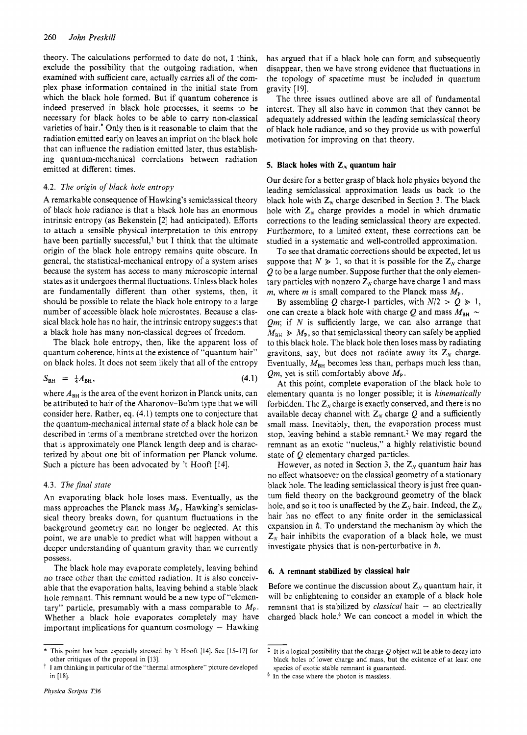theory. The calculations performed to date do not, I think, exclude the possibility that the outgoing radiation, when examined with sufficient care, actually carries all of the complex phase information contained in the initial state from which the black hole formed. But if quantum coherence is indeed preserved in black hole processes, it seems to be necessary for black holes to be able to carry non-classical varieties of hair.* Only then is it reasonable to claim that the radiation emitted early on leaves an imprint on the black hole that can influence the radiation emitted later, thus establishing quantum-mechanical correlations between radiation emitted at different times.

### 4.2. *The origin of black hole entropy*

A remarkable consequence of Hawking's semiclassical theory of black hole radiance is that a black hole has an enormous intrinsic entropy (as Bekenstein [2] had anticipated). Efforts to attach a sensible physical interpretation to this entropy have been partially successful,† but I think that the ultimate origin of the black hole entropy remains quite obscure. In general, the statistical-mechanical entropy of a system arises because the system has access to many microscopic internal states as it undergoes thermal fluctuations. Unless black holes are fundamentally different than other systems, then, it should be possible to relate the black hole entropy to a large number of accessible black hole microstates. Because a classical black hole has no hair, the intrinsic entropy suggests that a black hole has many non-classical degrees of freedom.

The black hole entropy, then, like the apparent loss of quantum coherence, hints at the existence of "quantum hair" on black holes. It does not seem likely that all of the entropy

$$S_{BH} = \tfrac{1}{4}A_{BH}, \tag{4.1}$$

where $A_{BH}$ is the area of the event horizon in Planck units, can be attributed to hair of the Aharonov–Bohm type that we will consider here. Rather, eq. (4.1) tempts one to conjecture that the quantum-mechanical internal state of a black hole can be described in terms of a membrane stretched over the horizon that is approximately one Planck length deep and is characterized by about one bit of information per Planck volume. Such a picture has been advocated by 't Hooft [14].

### 4.3. *The final state*

An evaporating black hole loses mass. Eventually, as the mass approaches the Planck mass $M_P$, Hawking's semiclassical theory breaks down, for quantum fluctuations in the background geometry can no longer be neglected. At this point, we are unable to predict what will happen without a deeper understanding of quantum gravity than we currently possess.

The black hole may evaporate completely, leaving behind no trace other than the emitted radiation. It is also conceivable that the evaporation halts, leaving behind a stable black hole remnant. This remnant would be a new type of "elementary" particle, presumably with a mass comparable to $M_P$. Whether a black hole evaporates completely may have important implications for quantum cosmology – Hawking has argued that if a black hole can form and subsequently disappear, then we have strong evidence that fluctuations in the topology of spacetime must be included in quantum gravity [19].

The three issues outlined above are all of fundamental interest. They all also have in common that they cannot be adequately addressed within the leading semiclassical theory of black hole radiance, and so they provide us with powerful motivation for improving on that theory.

## 5. Black holes with $Z_N$ quantum hair

Our desire for a better grasp of black hole physics beyond the leading semiclassical approximation leads us back to the black hole with $Z_N$ charge described in Section 3. The black hole with $Z_N$ charge provides a model in which dramatic corrections to the leading semiclassical theory are expected. Furthermore, to a limited extent, these corrections can be studied in a systematic and well-controlled approximation.

To see that dramatic corrections should be expected, let us suppose that $N \gg 1$, so that it is possible for the $Z_N$ charge $Q$ to be a large number. Suppose further that the only elementary particles with nonzero $Z_N$ charge have charge 1 and mass $m$, where $m$ is small compared to the Planck mass $M_P$.

By assembling $Q$ charge-1 particles, with $N/2 > Q \gg 1$, one can create a black hole with charge $Q$ and mass $M_{BH} \sim Qm$; if $N$ is sufficiently large, we can also arrange that $M_{BH} \gg M_P$, so that semiclassical theory can safely be applied to this black hole. The black hole then loses mass by radiating gravitons, say, but does not radiate away its $Z_N$ charge. Eventually, $M_{BH}$ becomes less than, perhaps much less than, $Qm$, yet is still comfortably above $M_P$.

At this point, complete evaporation of the black hole to elementary quanta is no longer possible; it is *kinematically* forbidden. The $Z_N$ charge is exactly conserved, and there is no available decay channel with $Z_N$ charge $Q$ and a sufficiently small mass. Inevitably, then, the evaporation process must stop, leaving behind a stable remnant.‡ We may regard the remnant as an exotic "nucleus," a highly relativistic bound state of $Q$ elementary charged particles.

However, as noted in Section 3, the $Z_N$ quantum hair has no effect whatsoever on the classical geometry of a stationary black hole. The leading semiclassical theory is just free quantum field theory on the background geometry of the black hole, and so it too is unaffected by the $Z_N$ hair. Indeed, the $Z_N$ hair has no effect to any finite order in the semiclassical expansion in $\hbar$. To understand the mechanism by which the $Z_N$ hair inhibits the evaporation of a black hole, we must investigate physics that is non-perturbative in $\hbar$.

## 6. A remnant stabilized by classical hair

Before we continue the discussion about $Z_N$ quantum hair, it will be enlightening to consider an example of a black hole remnant that is stabilized by *classical* hair – an electrically charged black hole.§ We can concoct a model in which the

---

\* This point has been especially stressed by 't Hooft [14]. See [15–17] for other critiques of the proposal in [13].

† I am thinking in particular of the "thermal atmosphere" picture developed in [18].

‡ It is a logical possibility that the charge-$Q$ object will be able to decay into black holes of lower charge and mass, but the existence of at least one species of exotic stable remnant is guaranteed.

§ In the case where the photon is massless.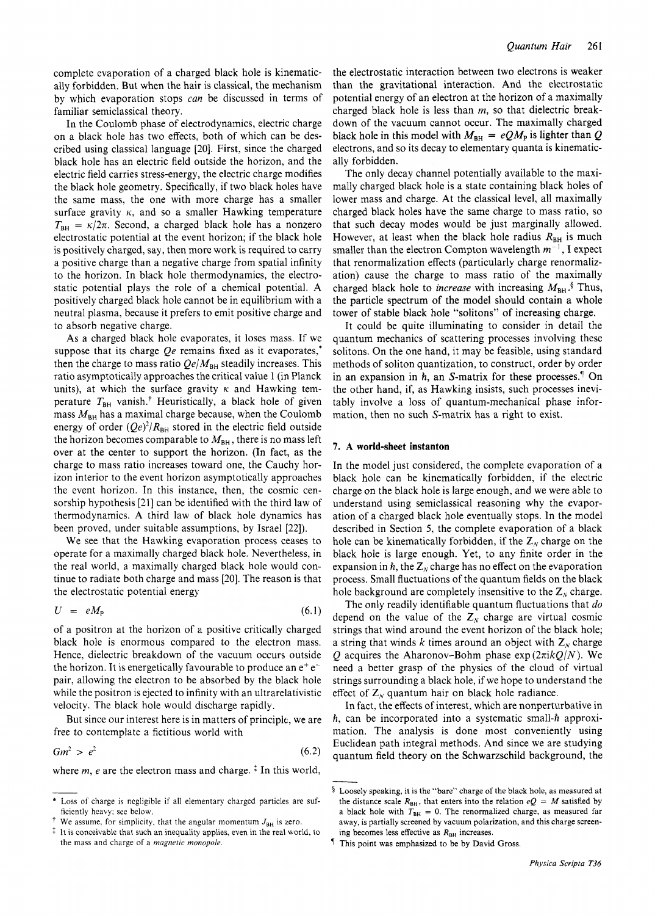complete evaporation of a charged black hole is kinematically forbidden. But when the hair is classical, the mechanism by which evaporation stops *can* be discussed in terms of familiar semiclassical theory.

In the Coulomb phase of electrodynamics, electric charge on a black hole has two effects, both of which can be described using classical language [20]. First, since the charged black hole has an electric field outside the horizon, and the electric field carries stress-energy, the electric charge modifies the black hole geometry. Specifically, if two black holes have the same mass, the one with more charge has a smaller surface gravity $\kappa$, and so a smaller Hawking temperature $T_{BH} = \kappa/2\pi$. Second, a charged black hole has a nonzero electrostatic potential at the event horizon; if the black hole is positively charged, say, then more work is required to carry a positive charge than a negative charge from spatial infinity to the horizon. In black hole thermodynamics, the electrostatic potential plays the role of a chemical potential. A positively charged black hole cannot be in equilibrium with a neutral plasma, because it prefers to emit positive charge and to absorb negative charge.

As a charged black hole evaporates, it loses mass. If we suppose that its charge $Qe$ remains fixed as it evaporates,* then the charge to mass ratio $Qe/M_{BH}$ steadily increases. This ratio asymptotically approaches the critical value 1 (in Planck units), at which the surface gravity $\kappa$ and Hawking temperature $T_{BH}$ vanish.† Heuristically, a black hole of given mass $M_{BH}$ has a maximal charge because, when the Coulomb energy of order $(Qe)^2/R_{BH}$ stored in the electric field outside the horizon becomes comparable to $M_{BH}$, there is no mass left over at the center to support the horizon. (In fact, as the charge to mass ratio increases toward one, the Cauchy horizon interior to the event horizon asymptotically approaches the event horizon. In this instance, then, the cosmic censorship hypothesis [21] can be identified with the third law of thermodynamics. A third law of black hole dynamics has been proved, under suitable assumptions, by Israel [22]).

We see that the Hawking evaporation process ceases to operate for a maximally charged black hole. Nevertheless, in the real world, a maximally charged black hole would continue to radiate both charge and mass [20]. The reason is that the electrostatic potential energy

$$U = eM_P \tag{6.1}$$

of a positron at the horizon of a positive critically charged black hole is enormous compared to the electron mass. Hence, dielectric breakdown of the vacuum occurs outside the horizon. It is energetically favourable to produce an $e^+e^-$ pair, allowing the electron to be absorbed by the black hole while the positron is ejected to infinity with an ultrarelativistic velocity. The black hole would discharge rapidly.

But since our interest here is in matters of principle, we are free to contemplate a fictitious world with

$$Gm^2 > e^2 \tag{6.2}$$

where $m$, $e$ are the electron mass and charge.‡ In this world, the electrostatic interaction between two electrons is weaker than the gravitational interaction. And the electrostatic potential energy of an electron at the horizon of a maximally charged black hole is less than $m$, so that dielectric breakdown of the vacuum cannot occur. The maximally charged black hole in this model with $M_{BH} = eQM_P$ is lighter than $Q$ electrons, and so its decay to elementary quanta is kinematically forbidden.

The only decay channel potentially available to the maximally charged black hole is a state containing black holes of lower mass and charge. At the classical level, all maximally charged black holes have the same charge to mass ratio, so that such decay modes would be just marginally allowed. However, at least when the black hole radius $R_{BH}$ is much smaller than the electron Compton wavelength $m^{-1}$, I expect that renormalization effects (particularly charge renormalization) cause the charge to mass ratio of the maximally charged black hole to *increase* with increasing $M_{BH}$.§ Thus, the particle spectrum of the model should contain a whole tower of stable black hole "solitons" of increasing charge.

It could be quite illuminating to consider in detail the quantum mechanics of scattering processes involving these solitons. On the one hand, it may be feasible, using standard methods of soliton quantization, to construct, order by order in an expansion in $\hbar$, an $S$-matrix for these processes.¶ On the other hand, if, as Hawking insists, such processes inevitably involve a loss of quantum-mechanical phase information, then no such $S$-matrix has a right to exist.

## 7. A world-sheet instanton

In the model just considered, the complete evaporation of a black hole can be kinematically forbidden, if the electric charge on the black hole is large enough, and we were able to understand using semiclassical reasoning why the evaporation of a charged black hole eventually stops. In the model described in Section 5, the complete evaporation of a black hole can be kinematically forbidden, if the $Z_N$ charge on the black hole is large enough. Yet, to any finite order in the expansion in $\hbar$, the $Z_N$ charge has no effect on the evaporation process. Small fluctuations of the quantum fields on the black hole background are completely insensitive to the $Z_N$ charge.

The only readily identifiable quantum fluctuations that *do* depend on the value of the $Z_N$ charge are virtual cosmic strings that wind around the event horizon of the black hole; a string that winds $k$ times around an object with $Z_N$ charge $Q$ acquires the Aharonov–Bohm phase $\exp(2\pi i kQ/N)$. We need a better grasp of the physics of the cloud of virtual strings surrounding a black hole, if we hope to understand the effect of $Z_N$ quantum hair on black hole radiance.

In fact, the effects of interest, which are nonperturbative in $\hbar$, can be incorporated into a systematic small-$\hbar$ approximation. The analysis is done most conveniently using Euclidean path integral methods. And since we are studying quantum field theory on the Schwarzschild background, the

---

\* Loss of charge is negligible if all elementary charged particles are sufficiently heavy; see below.

† We assume, for simplicity, that the angular momentum $J_{BH}$ is zero.

‡ It is conceivable that such an inequality applies, even in the real world, to the mass and charge of a *magnetic monopole*.

§ Loosely speaking, it is the "bare" charge of the black hole, as measured at the distance scale $R_{BH}$, that enters into the relation $eQ = M$ satisfied by a black hole with $T_{BH} = 0$. The renormalized charge, as measured far away, is partially screened by vacuum polarization, and this charge screening becomes less effective as $R_{BH}$ increases.

¶ This point was emphasized to be by David Gross.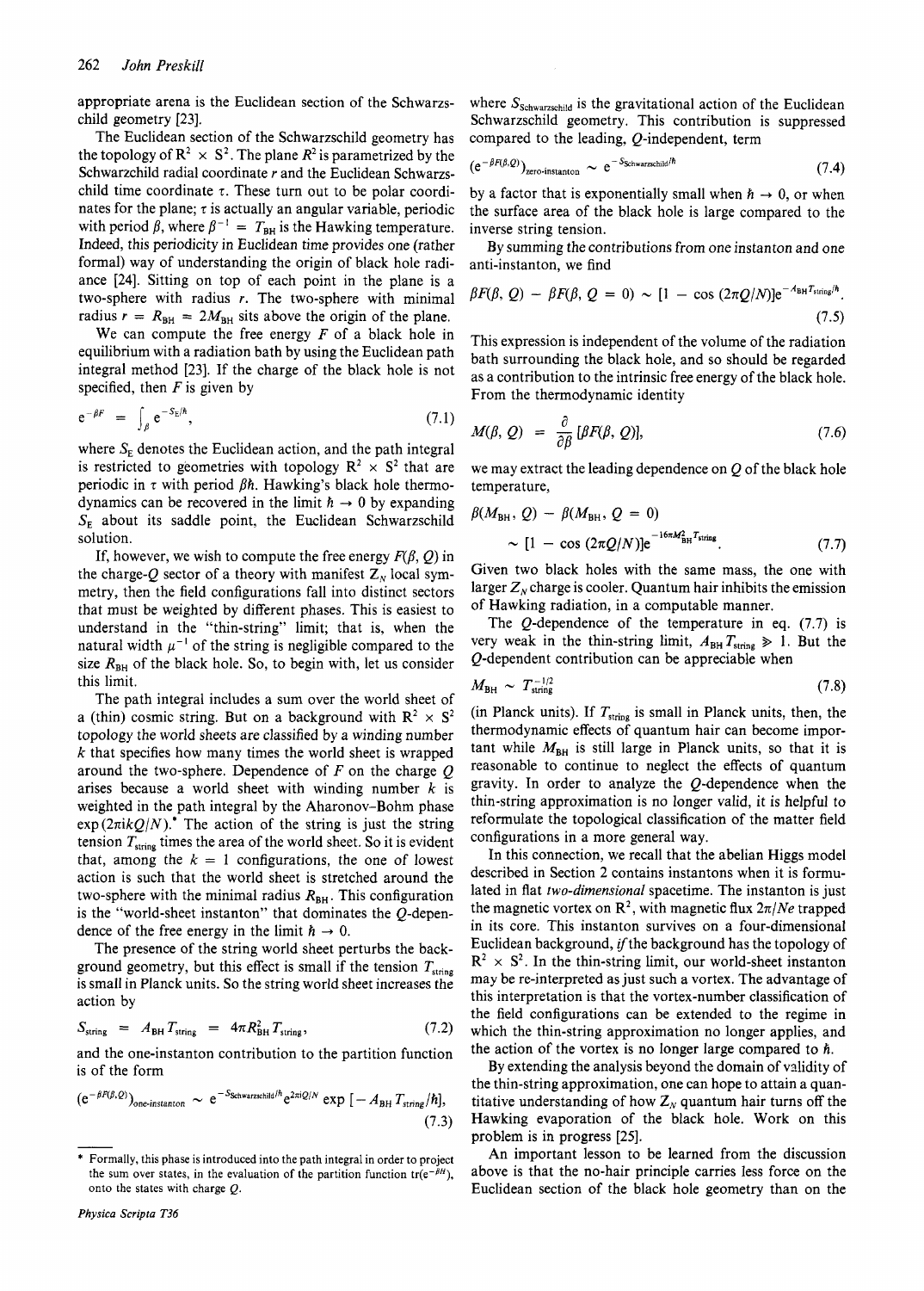appropriate arena is the Euclidean section of the Schwarzschild geometry [23].

The Euclidean section of the Schwarzschild geometry has the topology of $R^2 \times S^2$. The plane $R^2$ is parametrized by the Schwarzschild radial coordinate $r$ and the Euclidean Schwarzschild time coordinate $\tau$. These turn out to be polar coordinates for the plane; $\tau$ is actually an angular variable, periodic with period $\beta$, where $\beta^{-1} = T_{\rm BH}$ is the Hawking temperature. Indeed, this periodicity in Euclidean time provides one (rather formal) way of understanding the origin of black hole radiance [24]. Sitting on top of each point in the plane is a two-sphere with radius $r$. The two-sphere with minimal radius $r = R_{\rm BH} = 2M_{\rm BH}$ sits above the origin of the plane.

We can compute the free energy $F$ of a black hole in equilibrium with a radiation bath by using the Euclidean path integral method [23]. If the charge of the black hole is not specified, then $F$ is given by

$$e^{-\beta F} = \int_\beta e^{-S_E/\hbar}, \tag{7.1}$$

where $S_E$ denotes the Euclidean action, and the path integral is restricted to geometries with topology $R^2 \times S^2$ that are periodic in $\tau$ with period $\beta\hbar$. Hawking's black hole thermodynamics can be recovered in the limit $\hbar \to 0$ by expanding $S_E$ about its saddle point, the Euclidean Schwarzschild solution.

If, however, we wish to compute the free energy $F(\beta, Q)$ in the charge-$Q$ sector of a theory with manifest $Z_N$ local symmetry, then the field configurations fall into distinct sectors that must be weighted by different phases. This is easiest to understand in the "thin-string" limit; that is, when the natural width $\mu^{-1}$ of the string is negligible compared to the size $R_{\rm BH}$ of the black hole. So, to begin with, let us consider this limit.

The path integral includes a sum over the world sheet of a (thin) cosmic string. But on a background with $R^2 \times S^2$ topology the world sheets are classified by a winding number $k$ that specifies how many times the world sheet is wrapped around the two-sphere. Dependence of $F$ on the charge $Q$ arises because a world sheet with winding number $k$ is weighted in the path integral by the Aharonov–Bohm phase $\exp(2\pi ikQ/N)$.* The action of the string is just the string tension $T_{\rm string}$ times the area of the world sheet. So it is evident that, among the $k = 1$ configurations, the one of lowest action is such that the world sheet is stretched around the two-sphere with the minimal radius $R_{\rm BH}$. This configuration is the "world-sheet instanton" that dominates the $Q$-dependence of the free energy in the limit $\hbar \to 0$.

The presence of the string world sheet perturbs the background geometry, but this effect is small if the tension $T_{\rm string}$ is small in Planck units. So the string world sheet increases the action by

$$S_{\rm string} = A_{\rm BH} T_{\rm string} = 4\pi R_{\rm BH}^2 T_{\rm string}, \tag{7.2}$$

and the one-instanton contribution to the partition function is of the form

$$(e^{-\beta F(\beta, Q)})_{\text{one-instanton}} \sim e^{-S_{\rm Schwarzschild}/\hbar} e^{2\pi iQ/N} \exp\left[-A_{\rm BH} T_{\rm string}/\hbar\right], \tag{7.3}$$

where $S_{\rm Schwarzschild}$ is the gravitational action of the Euclidean Schwarzschild geometry. This contribution is suppressed compared to the leading, $Q$-independent, term

$$(e^{-\beta F(\beta, Q)})_{\text{zero-instanton}} \sim e^{-S_{\rm Schwarzschild}/\hbar} \tag{7.4}$$

by a factor that is exponentially small when $\hbar \to 0$, or when the surface area of the black hole is large compared to the inverse string tension.

By summing the contributions from one instanton and one anti-instanton, we find

$$\beta F(\beta, Q) - \beta F(\beta, Q = 0) \sim [1 - \cos(2\pi Q/N)] e^{-A_{\rm BH} T_{\rm string}/\hbar}. \tag{7.5}$$

This expression is independent of the volume of the radiation bath surrounding the black hole, and so should be regarded as a contribution to the intrinsic free energy of the black hole. From the thermodynamic identity

$$M(\beta, Q) = \frac{\partial}{\partial \beta}[\beta F(\beta, Q)], \tag{7.6}$$

we may extract the leading dependence on $Q$ of the black hole temperature,

$$\beta(M_{\rm BH}, Q) - \beta(M_{\rm BH}, Q = 0) \sim [1 - \cos(2\pi Q/N)] e^{-16\pi M_{\rm BH}^2 T_{\rm string}}. \tag{7.7}$$

Given two black holes with the same mass, the one with larger $Z_N$ charge is cooler. Quantum hair inhibits the emission of Hawking radiation, in a computable manner.

The $Q$-dependence of the temperature in eq. (7.7) is very weak in the thin-string limit, $A_{\rm BH} T_{\rm string} \gg 1$. But the $Q$-dependent contribution can be appreciable when

$$M_{\rm BH} \sim T_{\rm string}^{-1/2} \tag{7.8}$$

(in Planck units). If $T_{\rm string}$ is small in Planck units, then, the thermodynamic effects of quantum hair can become important while $M_{\rm BH}$ is still large in Planck units, so that it is reasonable to continue to neglect the effects of quantum gravity. In order to analyze the $Q$-dependence when the thin-string approximation is no longer valid, it is helpful to reformulate the topological classification of the matter field configurations in a more general way.

In this connection, we recall that the abelian Higgs model described in Section 2 contains instantons when it is formulated in flat *two-dimensional* spacetime. The instanton is just the magnetic vortex on $R^2$, with magnetic flux $2\pi/Ne$ trapped in its core. This instanton survives on a four-dimensional Euclidean background, *if* the background has the topology of $R^2 \times S^2$. In the thin-string limit, our world-sheet instanton may be re-interpreted as just such a vortex. The advantage of this interpretation is that the vortex-number classification of the field configurations can be extended to the regime in which the thin-string approximation no longer applies, and the action of the vortex is no longer large compared to $\hbar$.

By extending the analysis beyond the domain of validity of the thin-string approximation, one can hope to attain a quantitative understanding of how $Z_N$ quantum hair turns off the Hawking evaporation of the black hole. Work on this problem is in progress [25].

An important lesson to be learned from the discussion above is that the no-hair principle carries less force on the Euclidean section of the black hole geometry than on the

---

\* Formally, this phase is introduced into the path integral in order to project the sum over states, in the evaluation of the partition function $\mathrm{tr}(e^{-\beta H})$, onto the states with charge $Q$.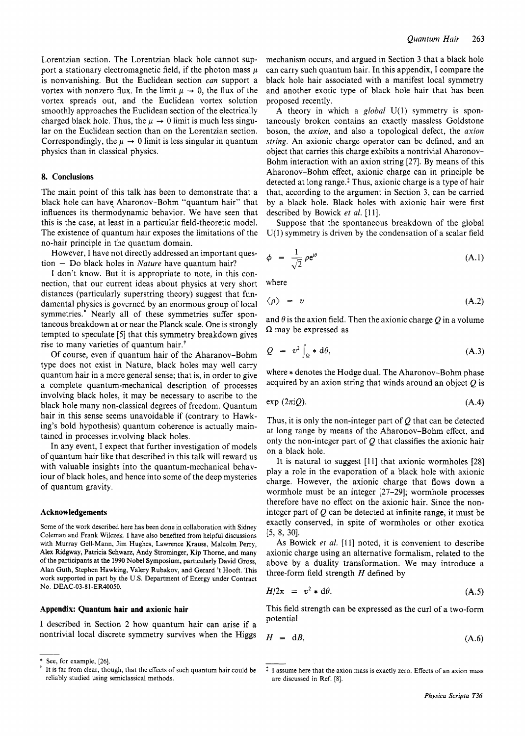Lorentzian section. The Lorentzian black hole cannot support a stationary electromagnetic field, if the photon mass $\mu$ is nonvanishing. But the Euclidean section *can* support a vortex with nonzero flux. In the limit $\mu \to 0$, the flux of the vortex spreads out, and the Euclidean vortex solution smoothly approaches the Euclidean section of the electrically charged black hole. Thus, the $\mu \to 0$ limit is much less singular on the Euclidean section than on the Lorentzian section. Correspondingly, the $\mu \to 0$ limit is less singular in quantum physics than in classical physics.

## 8. Conclusions

The main point of this talk has been to demonstrate that a black hole can have Aharonov–Bohm "quantum hair" that influences its thermodynamic behavior. We have seen that this is the case, at least in a particular field-theoretic model. The existence of quantum hair exposes the limitations of the no-hair principle in the quantum domain.

However, I have not directly addressed an important question – Do black holes in *Nature* have quantum hair?

I don't know. But it is appropriate to note, in this connection, that our current ideas about physics at very short distances (particularly superstring theory) suggest that fundamental physics is governed by an enormous group of local symmetries.* Nearly all of these symmetries suffer spontaneous breakdown at or near the Planck scale. One is strongly tempted to speculate [5] that this symmetry breakdown gives rise to many varieties of quantum hair.†

Of course, even if quantum hair of the Aharanov–Bohm type does not exist in Nature, black holes may well carry quantum hair in a more general sense; that is, in order to give a complete quantum-mechanical description of processes involving black holes, it may be necessary to ascribe to the black hole many non-classical degrees of freedom. Quantum hair in this sense seems unavoidable if (contrary to Hawking's bold hypothesis) quantum coherence is actually maintained in processes involving black holes.

In any event, I expect that further investigation of models of quantum hair like that described in this talk will reward us with valuable insights into the quantum-mechanical behaviour of black holes, and hence into some of the deep mysteries of quantum gravity.

### Acknowledgements

Some of the work described here has been done in collaboration with Sidney Coleman and Frank Wilczek. I have also benefited from helpful discussions with Murray Gell-Mann, Jim Hughes, Lawrence Krauss, Malcolm Perry, Alex Ridgway, Patricia Schwarz, Andy Strominger, Kip Thorne, and many of the participants at the 1990 Nobel Symposium, particularly David Gross, Alan Guth, Stephen Hawking, Valery Rubakov, and Gerard 't Hooft. This work supported in part by the U.S. Department of Energy under Contract No. DEAC-03-81-ER40050.

### Appendix: Quantum hair and axionic hair

I described in Section 2 how quantum hair can arise if a nontrivial local discrete symmetry survives when the Higgs mechanism occurs, and argued in Section 3 that a black hole can carry such quantum hair. In this appendix, I compare the black hole hair associated with a manifest local symmetry and another exotic type of black hole hair that has been proposed recently.

A theory in which a *global* U(1) symmetry is spontaneously broken contains an exactly massless Goldstone boson, the *axion*, and also a topological defect, the *axion string*. An axionic charge operator can be defined, and an object that carries this charge exhibits a nontrivial Aharonov–Bohm interaction with an axion string [27]. By means of this Aharonov–Bohm effect, axionic charge can in principle be detected at long range.‡ Thus, axionic charge is a type of hair that, according to the argument in Section 3, can be carried by a black hole. Black holes with axionic hair were first described by Bowick *et al.* [11].

Suppose that the spontaneous breakdown of the global U(1) symmetry is driven by the condensation of a scalar field

$$\phi = \frac{1}{\sqrt{2}}\rho e^{i\theta} \tag{A.1}$$

where

$$\langle \rho \rangle = v \tag{A.2}$$

and $\theta$ is the axion field. Then the axionic charge $Q$ in a volume $\Omega$ may be expressed as

$$Q = v^2 \int_{\Omega} * \, d\theta, \tag{A.3}$$

where $*$ denotes the Hodge dual. The Aharonov–Bohm phase acquired by an axion string that winds around an object $Q$ is

$$\exp(2\pi i Q). \tag{A.4}$$

Thus, it is only the non-integer part of $Q$ that can be detected at long range by means of the Aharonov–Bohm effect, and only the non-integer part of $Q$ that classifies the axionic hair on a black hole.

It is natural to suggest [11] that axionic wormholes [28] play a role in the evaporation of a black hole with axionic charge. However, the axionic charge that flows down a wormhole must be an integer [27–29]; wormhole processes therefore have no effect on the axionic hair. Since the non-integer part of $Q$ can be detected at infinite range, it must be exactly conserved, in spite of wormholes or other exotica [5, 8, 30].

As Bowick *et al.* [11] noted, it is convenient to describe axionic charge using an alternative formalism, related to the above by a duality transformation. We may introduce a three-form field strength $H$ defined by

$$H/2\pi = v^2 * d\theta. \tag{A.5}$$

This field strength can be expressed as the curl of a two-form potential

$$H = dB, \tag{A.6}$$

---

\* See, for example, [26].

† It is far from clear, though, that the effects of such quantum hair could be reliably studied using semiclassical methods.

‡ I assume here that the axion mass is exactly zero. Effects of an axion mass are discussed in Ref. [8].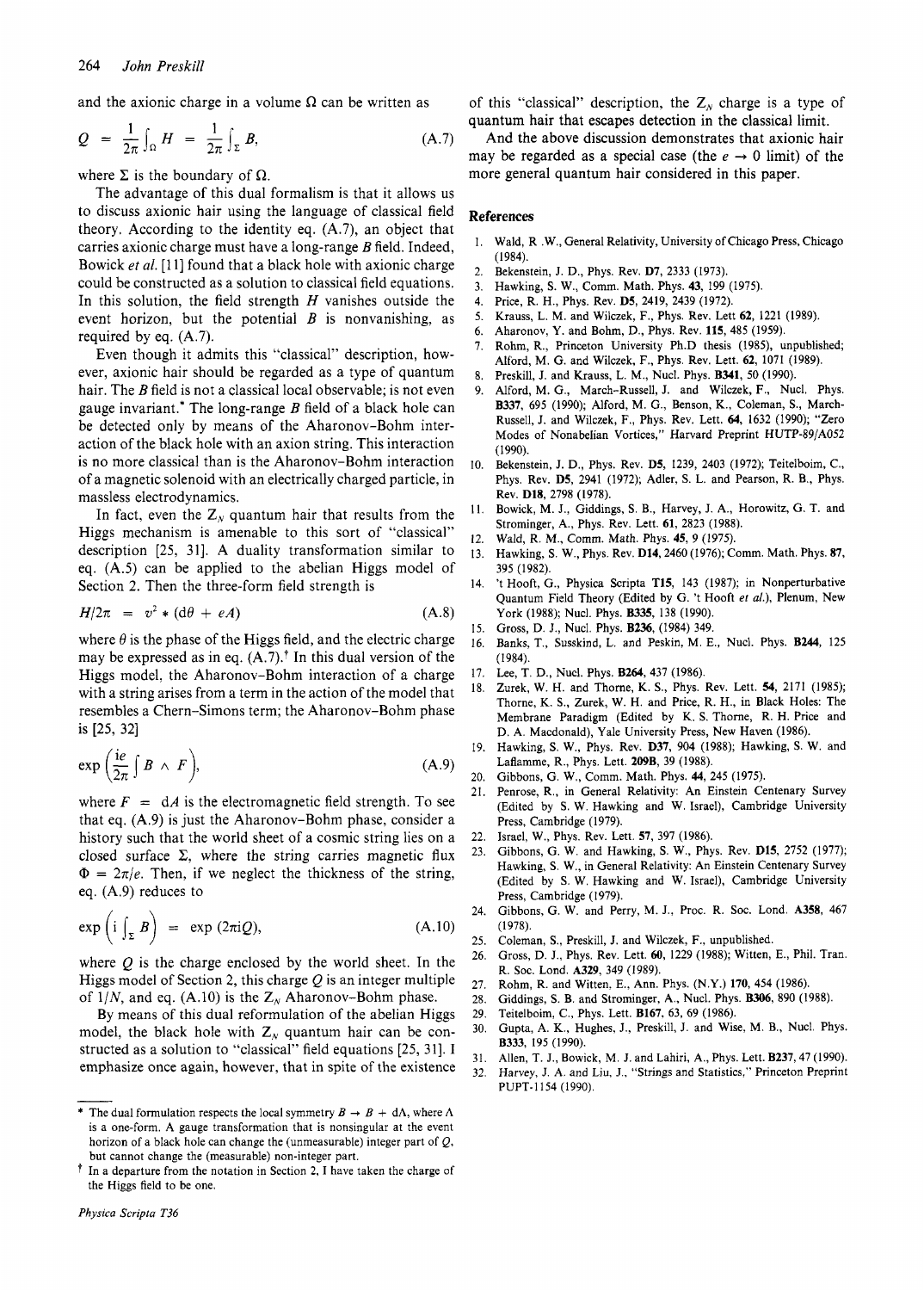and the axionic charge in a volume $\Omega$ can be written as

$$Q = \frac{1}{2\pi}\int_{\Omega} H = \frac{1}{2\pi}\int_{\Sigma} B, \tag{A.7}$$

where $\Sigma$ is the boundary of $\Omega$.

The advantage of this dual formalism is that it allows us to discuss axionic hair using the language of classical field theory. According to the identity eq. (A.7), an object that carries axionic charge must have a long-range $B$ field. Indeed, Bowick *et al.* [11] found that a black hole with axionic charge could be constructed as a solution to classical field equations. In this solution, the field strength $H$ vanishes outside the event horizon, but the potential $B$ is nonvanishing, as required by eq. (A.7).

Even though it admits this "classical" description, however, axionic hair should be regarded as a type of quantum hair. The $B$ field is not a classical local observable; is not even gauge invariant.* The long-range $B$ field of a black hole can be detected only by means of the Aharonov–Bohm interaction of the black hole with an axion string. This interaction is no more classical than is the Aharonov–Bohm interaction of a magnetic solenoid with an electrically charged particle, in massless electrodynamics.

In fact, even the $Z_N$ quantum hair that results from the Higgs mechanism is amenable to this sort of "classical" description [25, 31]. A duality transformation similar to eq. (A.5) can be applied to the abelian Higgs model of Section 2. Then the three-form field strength is

$$H/2\pi = v^2 * (\mathrm{d}\theta + eA) \tag{A.8}$$

where $\theta$ is the phase of the Higgs field, and the electric charge may be expressed as in eq. (A.7).† In this dual version of the Higgs model, the Aharonov–Bohm interaction of a charge with a string arises from a term in the action of the model that resembles a Chern–Simons term; the Aharonov–Bohm phase is [25, 32]

$$\exp\left(\frac{ie}{2\pi}\int B \wedge F\right), \tag{A.9}$$

where $F = \mathrm{d}A$ is the electromagnetic field strength. To see that eq. (A.9) is just the Aharonov–Bohm phase, consider a history such that the world sheet of a cosmic string lies on a closed surface $\Sigma$, where the string carries magnetic flux $\Phi = 2\pi/e$. Then, if we neglect the thickness of the string, eq. (A.9) reduces to

$$\exp\left(\mathrm{i}\int_{\Sigma} B\right) = \exp(2\pi \mathrm{i} Q), \tag{A.10}$$

where $Q$ is the charge enclosed by the world sheet. In the Higgs model of Section 2, this charge $Q$ is an integer multiple of $1/N$, and eq. (A.10) is the $Z_N$ Aharonov–Bohm phase.

By means of this dual reformulation of the abelian Higgs model, the black hole with $Z_N$ quantum hair can be constructed as a solution to "classical" field equations [25, 31]. I emphasize once again, however, that in spite of the existence of this "classical" description, the $Z_N$ charge is a type of quantum hair that escapes detection in the classical limit.

And the above discussion demonstrates that axionic hair may be regarded as a special case (the $e \to 0$ limit) of the more general quantum hair considered in this paper.

* The dual formulation respects the local symmetry $B \to B + \mathrm{d}\Lambda$, where $\Lambda$ is a one-form. A gauge transformation that is nonsingular at the event horizon of a black hole can change the (unmeasurable) integer part of $Q$, but cannot change the (measurable) non-integer part.

† In a departure from the notation in Section 2, I have taken the charge of the Higgs field to be one.

## References

1. Wald, R .W., General Relativity, University of Chicago Press, Chicago (1984).
2. Bekenstein, J. D., Phys. Rev. **D7**, 2333 (1973).
3. Hawking, S. W., Comm. Math. Phys. **43**, 199 (1975).
4. Price, R. H., Phys. Rev. **D5**, 2419, 2439 (1972).
5. Krauss, L. M. and Wilczek, F., Phys. Rev. Lett **62**, 1221 (1989).
6. Aharonov, Y. and Bohm, D., Phys. Rev. **115**, 485 (1959).
7. Rohm, R., Princeton University Ph.D thesis (1985), unpublished; Alford, M. G. and Wilczek, F., Phys. Rev. Lett. **62**, 1071 (1989).
8. Preskill, J. and Krauss, L. M., Nucl. Phys. **B341**, 50 (1990).
9. Alford, M. G., March-Russell, J. and Wilczek, F., Nucl. Phys. **B337**, 695 (1990); Alford, M. G., Benson, K., Coleman, S., March-Russell, J. and Wilczek, F., Phys. Rev. Lett. **64**, 1632 (1990); "Zero Modes of Nonabelian Vortices," Harvard Preprint HUTP-89/A052 (1990).
10. Bekenstein, J. D., Phys. Rev. **D5**, 1239, 2403 (1972); Teitelboim, C., Phys. Rev. **D5**, 2941 (1972); Adler, S. L. and Pearson, R. B., Phys. Rev. **D18**, 2798 (1978).
11. Bowick, M. J., Giddings, S. B., Harvey, J. A., Horowitz, G. T. and Strominger, A., Phys. Rev. Lett. **61**, 2823 (1988).
12. Wald, R. M., Comm. Math. Phys. **45**, 9 (1975).
13. Hawking, S. W., Phys. Rev. **D14**, 2460 (1976); Comm. Math. Phys. **87**, 395 (1982).
14. 't Hooft, G., Physica Scripta **T15**, 143 (1987); in Nonperturbative Quantum Field Theory (Edited by G. 't Hooft *et al.*), Plenum, New York (1988); Nucl. Phys. **B335**, 138 (1990).
15. Gross, D. J., Nucl. Phys. **B236**, (1984) 349.
16. Banks, T., Susskind, L. and Peskin, M. E., Nucl. Phys. **B244**, 125 (1984).
17. Lee, T. D., Nucl. Phys. **B264**, 437 (1986).
18. Zurek, W. H. and Thorne, K. S., Phys. Rev. Lett. **54**, 2171 (1985); Thorne, K. S., Zurek, W. H. and Price, R. H., in Black Holes: The Membrane Paradigm (Edited by K. S. Thorne, R. H. Price and D. A. Macdonald), Yale University Press, New Haven (1986).
19. Hawking, S. W., Phys. Rev. **D37**, 904 (1988); Hawking, S. W. and Laflamme, R., Phys. Lett. **209B**, 39 (1988).
20. Gibbons, G. W., Comm. Math. Phys. **44**, 245 (1975).
21. Penrose, R., in General Relativity: An Einstein Centenary Survey (Edited by S. W. Hawking and W. Israel), Cambridge University Press, Cambridge (1979).
22. Israel, W., Phys. Rev. Lett. **57**, 397 (1986).
23. Gibbons, G. W. and Hawking, S. W., Phys. Rev. **D15**, 2752 (1977); Hawking, S. W., in General Relativity: An Einstein Centenary Survey (Edited by S. W. Hawking and W. Israel), Cambridge University Press, Cambridge (1979).
24. Gibbons, G. W. and Perry, M. J., Proc. R. Soc. Lond. **A358**, 467 (1978).
25. Coleman, S., Preskill, J. and Wilczek, F., unpublished.
26. Gross, D. J., Phys. Rev. Lett. **60**, 1229 (1988); Witten, E., Phil. Tran. R. Soc. Lond. **A329**, 349 (1989).
27. Rohm, R. and Witten, E., Ann. Phys. (N.Y.) **170**, 454 (1986).
28. Giddings, S. B. and Strominger, A., Nucl. Phys. **B306**, 890 (1988).
29. Teitelboim, C., Phys. Lett. **B167**, 63, 69 (1986).
30. Gupta, A. K., Hughes, J., Preskill, J. and Wise, M. B., Nucl. Phys. **B333**, 195 (1990).
31. Allen, T. J., Bowick, M. J. and Lahiri, A., Phys. Lett. **B237**, 47 (1990).
32. Harvey, J. A. and Liu, J., "Strings and Statistics," Princeton Preprint PUPT-1154 (1990).